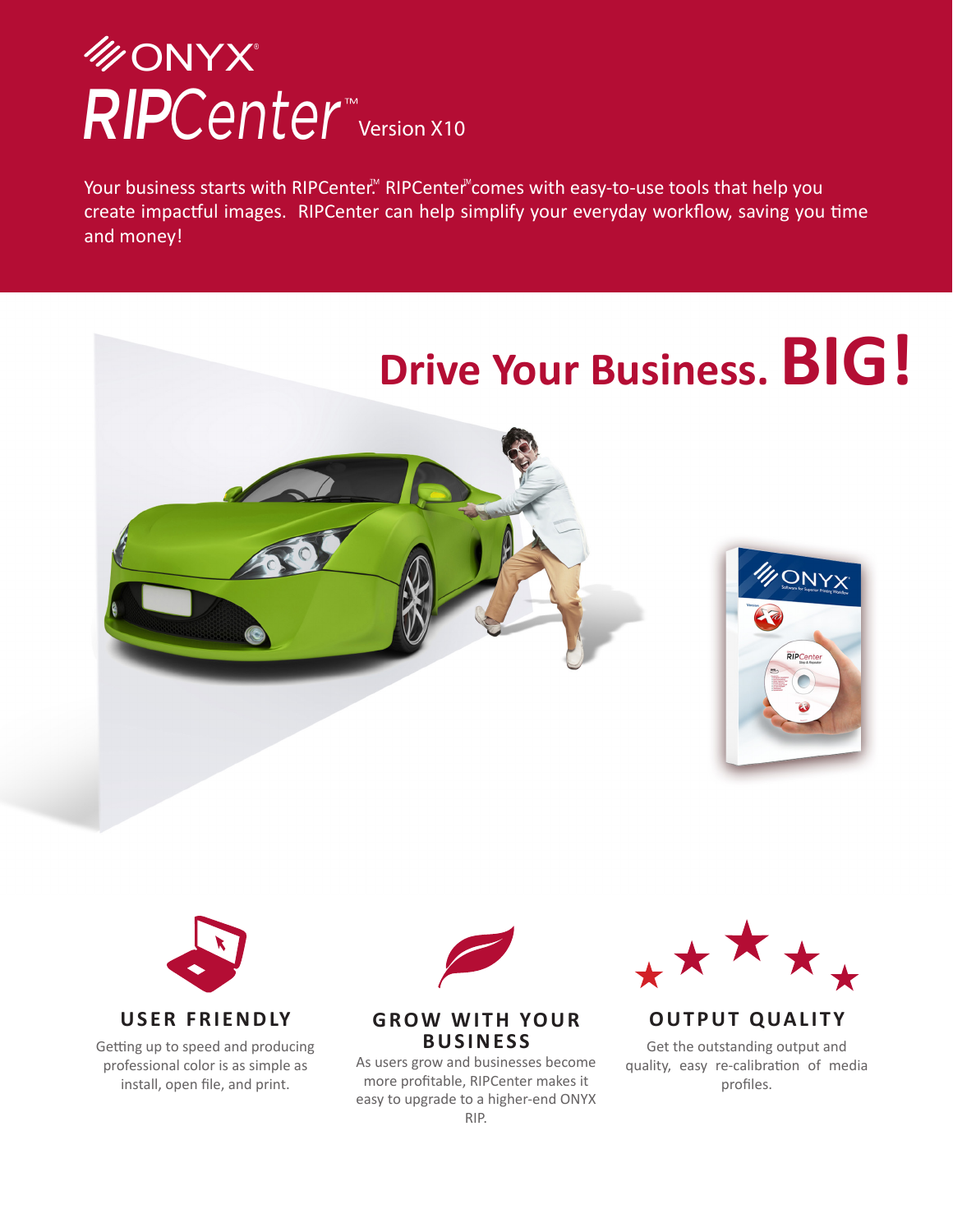// ONYX®

# RIPCenter™ Version X10

Your business starts with RIPCenter.™ RIPCenter™ comes with easy-to-use tools that help you create impactful images. RIPCenter can help simplify your everyday workflow, saving you time and money!

## Drive Your Business. BIG!

### USER FRIENDLY

Getting up to speed and producing professional color is as simple as install, open file, and print.

### GROW WITH YOUR BUSINESS

As users grow and businesses become more profitable, RIPCenter makes it easy to upgrade to a higher-end ONYX RIP.

### OUTPUT QUALITY

Get the outstanding output and quality, easy re-calibration of media profiles.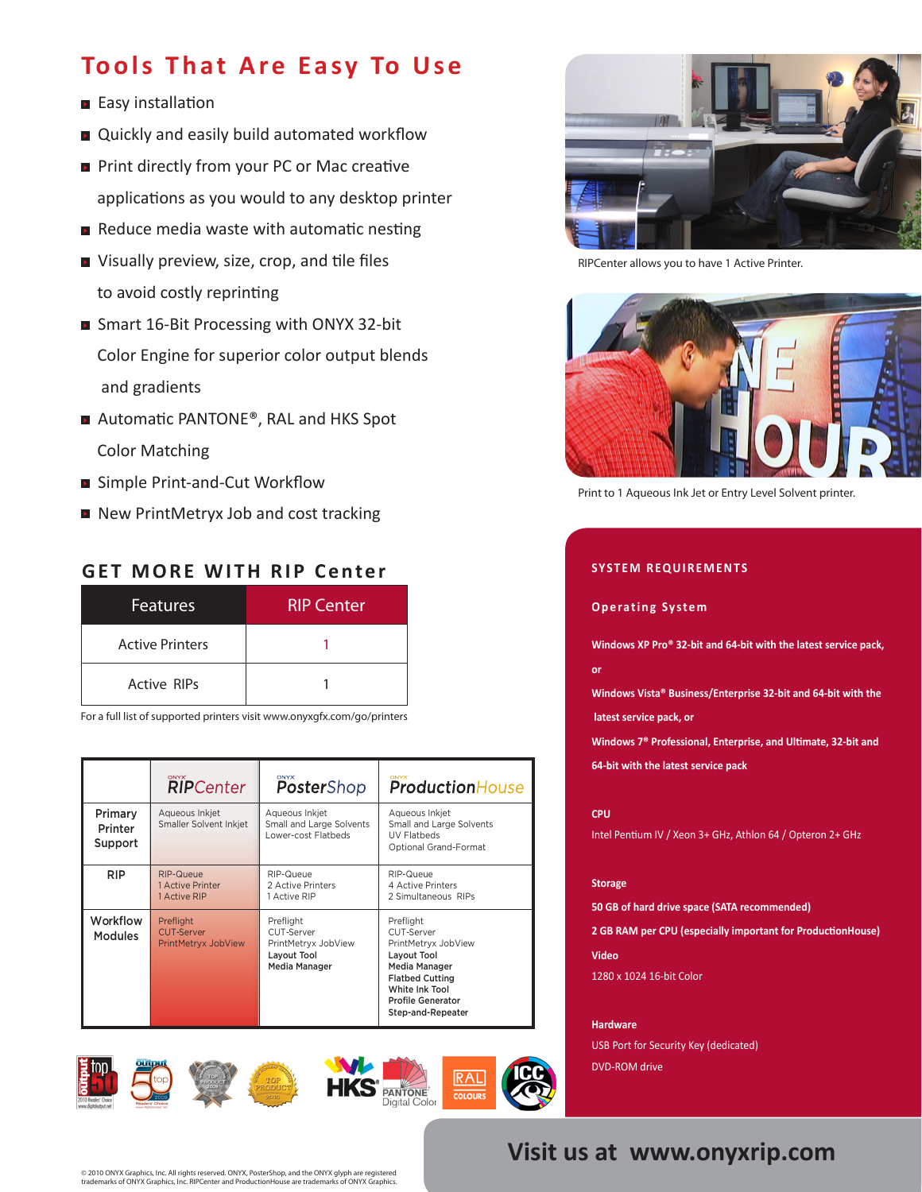## Tools That Are Easy To Use

- Easy installation
- Quickly and easily build automated workflow
- Print directly from your PC or Mac creative applications as you would to any desktop printer
- Reduce media waste with automatic nesting
- Visually preview, size, crop, and tile files to avoid costly reprinting
- Smart 16-Bit Processing with ONYX 32-bit Color Engine for superior color output blends and gradients
- Automatic PANTONE®, RAL and HKS Spot Color Matching
- Simple Print-and-Cut Workflow
- New PrintMetryx Job and cost tracking

RIPCenter allows you to have 1 Active Printer.

Print to 1 Aqueous Ink Jet or Entry Level Solvent printer.

## GET MORE WITH RIP Center

| Features | RIP Center |
|---|---|
| Active Printers | 1 |
| Active RIPs | 1 |

For a full list of supported printers visit www.onyxgfx.com/go/printers

| | RIPCenter | PosterShop | ProductionHouse |
|---|---|---|---|
| Primary Printer Support | Aqueous Inkjet<br>Smaller Solvent Inkjet | Aqueous Inkjet<br>Small and Large Solvents<br>Lower-cost Flatbeds | Aqueous Inkjet<br>Small and Large Solvents<br>UV Flatbeds<br>Optional Grand-Format |
| RIP | RIP-Queue<br>1 Active Printer<br>1 Active RIP | RIP-Queue<br>2 Active Printers<br>1 Active RIP | RIP-Queue<br>4 Active Printers<br>2 Simultaneous RIPs |
| Workflow Modules | Preflight<br>CUT-Server<br>PrintMetryx JobView | Preflight<br>CUT-Server<br>PrintMetryx JobView<br>**Layout Tool**<br>**Media Manager** | Preflight<br>CUT-Server<br>PrintMetryx JobView<br>**Layout Tool**<br>**Media Manager**<br>**Flatbed Cutting**<br>**White Ink Tool**<br>**Profile Generator**<br>**Step-and-Repeater** |

## SYSTEM REQUIREMENTS

### Operating System

**Windows XP Pro® 32-bit and 64-bit with the latest service pack, or**

**Windows Vista® Business/Enterprise 32-bit and 64-bit with the latest service pack, or**

**Windows 7® Professional, Enterprise, and Ultimate, 32-bit and 64-bit with the latest service pack**

**CPU**

Intel Pentium IV / Xeon 3+ GHz, Athlon 64 / Opteron 2+ GHz

**Storage**

**50 GB of hard drive space (SATA recommended)**

**2 GB RAM per CPU (especially important for ProductionHouse)**

**Video**

1280 x 1024 16-bit Color

**Hardware**

USB Port for Security Key (dedicated)

DVD-ROM drive

**Visit us at www.onyxrip.com**

© 2010 ONYX Graphics, Inc. All rights reserved. ONYX, PosterShop, and the ONYX glyph are registered trademarks of ONYX Graphics, Inc. RIPCenter and ProductionHouse are trademarks of ONYX Graphics.